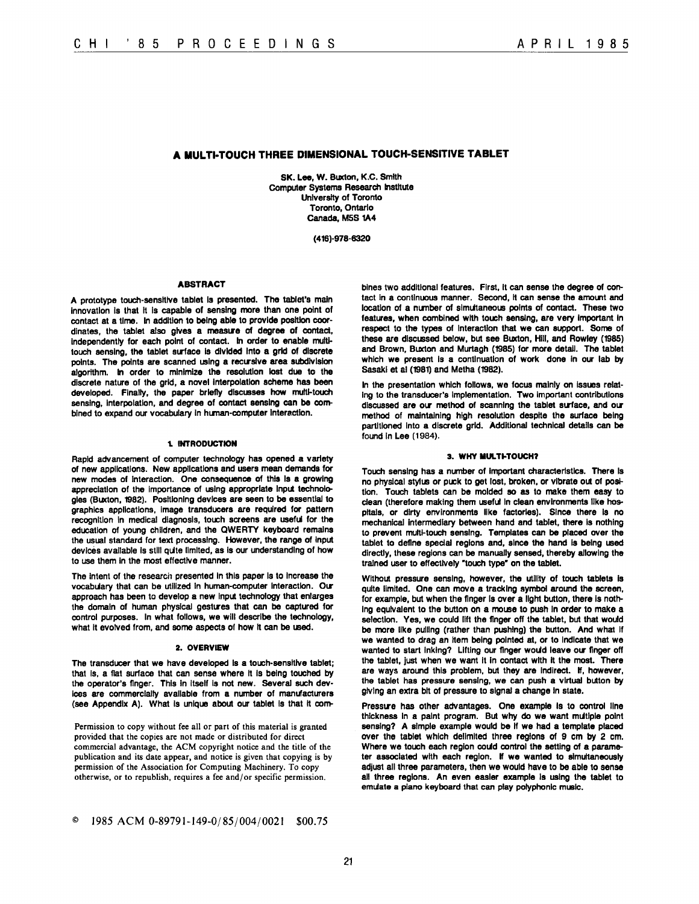# A MULTI-TOUCH THREE DIMENSIONAL TOUCH-SENSITIVE TABLET

SK. Lee, W. Buxton, K.C. Smith
Computer Systems Research Institute
University of Toronto
Toronto, Ontario
Canada, M5S 1A4

(416)-978-6320

## ABSTRACT

A prototype touch-sensitive tablet is presented. The tablet's main innovation is that it is capable of sensing more than one point of contact at a time. In addition to being able to provide position coordinates, the tablet also gives a measure of degree of contact, independently for each point of contact. In order to enable multi-touch sensing, the tablet surface is divided into a grid of discrete points. The points are scanned using a recursive area subdivision algorithm. In order to minimize the resolution lost due to the discrete nature of the grid, a novel interpolation scheme has been developed. Finally, the paper briefly discusses how multi-touch sensing, interpolation, and degree of contact sensing can be combined to expand our vocabulary in human-computer interaction.

## 1. INTRODUCTION

Rapid advancement of computer technology has opened a variety of new applications. New applications and users mean demands for new modes of interaction. One consequence of this is a growing appreciation of the importance of using appropriate input technologies (Buxton, 1982). Positioning devices are seen to be essential to graphics applications, image transducers are required for pattern recognition in medical diagnosis, touch screens are useful for the education of young children, and the QWERTY keyboard remains the usual standard for text processing. However, the range of input devices available is still quite limited, as is our understanding of how to use them in the most effective manner.

The intent of the research presented in this paper is to increase the vocabulary that can be utilized in human-computer interaction. Our approach has been to develop a new input technology that enlarges the domain of human physical gestures that can be captured for control purposes. In what follows, we will describe the technology, what it evolved from, and some aspects of how it can be used.

## 2. OVERVIEW

The transducer that we have developed is a touch-sensitive tablet; that is, a flat surface that can sense where it is being touched by the operator's finger. This in itself is not new. Several such devices are commercially available from a number of manufacturers (see Appendix A). What is unique about our tablet is that it combines two additional features. First, it can sense the degree of contact in a continuous manner. Second, it can sense the amount and location of a number of simultaneous points of contact. These two features, when combined with touch sensing, are very important in respect to the types of interaction that we can support. Some of these are discussed below, but see Buxton, Hill, and Rowley (1985) and Brown, Buxton and Murtagh (1985) for more detail. The tablet which we present is a continuation of work done in our lab by Sasaki et al (1981) and Metha (1982).

In the presentation which follows, we focus mainly on issues relating to the transducer's implementation. Two important contributions discussed are our method of scanning the tablet surface, and our method of maintaining high resolution despite the surface being partitioned into a discrete grid. Additional technical details can be found in Lee (1984).

## 3. WHY MULTI-TOUCH?

Touch sensing has a number of important characteristics. There is no physical stylus or puck to get lost, broken, or vibrate out of position. Touch tablets can be molded so as to make them easy to clean (therefore making them useful in clean environments like hospitals, or dirty environments like factories). Since there is no mechanical intermediary between hand and tablet, there is nothing to prevent multi-touch sensing. Templates can be placed over the tablet to define special regions and, since the hand is being used directly, these regions can be manually sensed, thereby allowing the trained user to effectively "touch type" on the tablet.

Without pressure sensing, however, the utility of touch tablets is quite limited. One can move a tracking symbol around the screen, for example, but when the finger is over a light button, there is nothing equivalent to the button on a mouse to push in order to make a selection. Yes, we could lift the finger off the tablet, but that would be more like pulling (rather than pushing) the button. And what if we wanted to drag an item being pointed at, or to indicate that we wanted to start inking? Lifting our finger would leave our finger off the tablet, just when we want it in contact with it the most. There are ways around this problem, but they are indirect. If, however, the tablet has pressure sensing, we can push a virtual button by giving an extra bit of pressure to signal a change in state.

Pressure has other advantages. One example is to control line thickness in a paint program. But why do we want multiple point sensing? A simple example would be if we had a template placed over the tablet which delimited three regions of 9 cm by 2 cm. Where we touch each region could control the setting of a parameter associated with each region. If we wanted to simultaneously adjust all three parameters, then we would have to be able to sense all three regions. An even easier example is using the tablet to emulate a piano keyboard that can play polyphonic music.

Permission to copy without fee all or part of this material is granted provided that the copies are not made or distributed for direct commercial advantage, the ACM copyright notice and the title of the publication and its date appear, and notice is given that copying is by permission of the Association for Computing Machinery. To copy otherwise, or to republish, requires a fee and/or specific permission.

© 1985 ACM 0-89791-149-0/85/004/0021 $00.75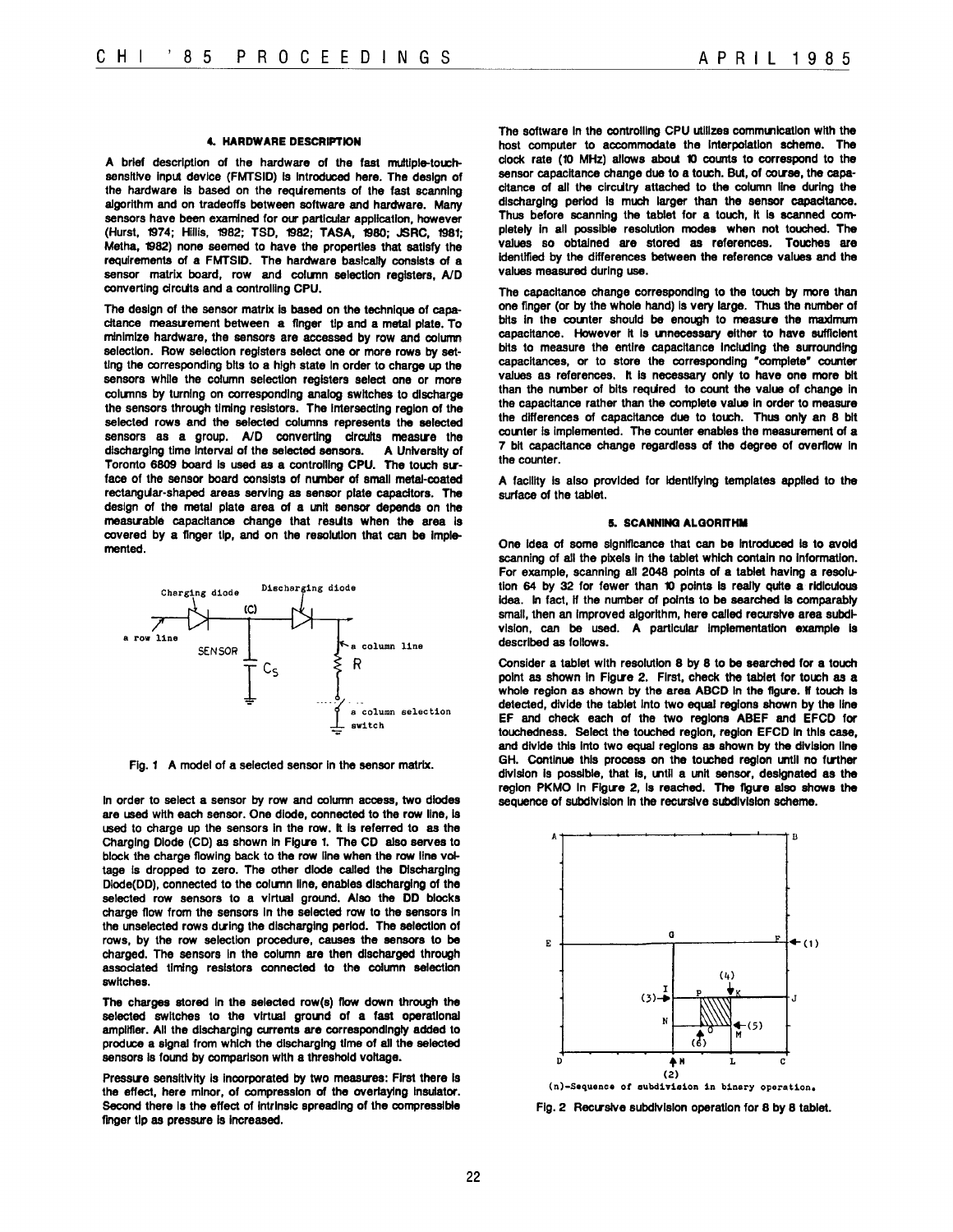## 4. HARDWARE DESCRIPTION

A brief description of the hardware of the fast multiple-touch-sensitive input device (FMTSID) is introduced here. The design of the hardware is based on the requirements of the fast scanning algorithm and on tradeoffs between software and hardware. Many sensors have been examined for our particular application, however (Hurst, 1974; Hillis, 1982; TSD, 1982; TASA, 1980; JSRC, 1981; Metha, 1982) none seemed to have the properties that satisfy the requirements of a FMTSID. The hardware basically consists of a sensor matrix board, row and column selection registers, A/D converting circuits and a controlling CPU.

The design of the sensor matrix is based on the technique of capacitance measurement between a finger tip and a metal plate. To minimize hardware, the sensors are accessed by row and column selection. Row selection registers select one or more rows by setting the corresponding bits to a high state in order to charge up the sensors while the column selection registers select one or more columns by turning on corresponding analog switches to discharge the sensors through timing resistors. The intersecting region of the selected rows and the selected columns represents the selected sensors as a group. A/D converting circuits measure the discharging time interval of the selected sensors. A University of Toronto 6809 board is used as a controlling CPU. The touch surface of the sensor board consists of number of small metal-coated rectangular-shaped areas serving as sensor plate capacitors. The design of the metal plate area of a unit sensor depends on the measurable capacitance change that results when the area is covered by a finger tip, and on the resolution that can be implemented.

Fig. 1 A model of a selected sensor in the sensor matrix.

In order to select a sensor by row and column access, two diodes are used with each sensor. One diode, connected to the row line, is used to charge up the sensors in the row. It is referred to as the Charging Diode (CD) as shown in Figure 1. The CD also serves to block the charge flowing back to the row line when the row line voltage is dropped to zero. The other diode called the Discharging Diode(DD), connected to the column line, enables discharging of the selected row sensors to a virtual ground. Also the DD blocks charge flow from the sensors in the selected row to the sensors in the unselected rows during the discharging period. The selection of rows, by the row selection procedure, causes the sensors to be charged. The sensors in the column are then discharged through associated timing resistors connected to the column selection switches.

The charges stored in the selected row(s) flow down through the selected switches to the virtual ground of a fast operational amplifier. All the discharging currents are correspondingly added to produce a signal from which the discharging time of all the selected sensors is found by comparison with a threshold voltage.

Pressure sensitivity is incorporated by two measures: First there is the effect, here minor, of compression of the overlaying insulator. Second there is the effect of intrinsic spreading of the compressible finger tip as pressure is increased.

The software in the controlling CPU utilizes communication with the host computer to accommodate the interpolation scheme. The clock rate (10 MHz) allows about 10 counts to correspond to the sensor capacitance change due to a touch. But, of course, the capacitance of all the circuitry attached to the column line during the discharging period is much larger than the sensor capacitance. Thus before scanning the tablet for a touch, it is scanned completely in all possible resolution modes when not touched. The values so obtained are stored as references. Touches are identified by the differences between the reference values and the values measured during use.

The capacitance change corresponding to the touch by more than one finger (or by the whole hand) is very large. Thus the number of bits in the counter should be enough to measure the maximum capacitance. However it is unnecessary either to have sufficient bits to measure the entire capacitance including the surrounding capacitances, or to store the corresponding "complete" counter values as references. It is necessary only to have one more bit than the number of bits required to count the value of change in the capacitance rather than the complete value in order to measure the differences of capacitance due to touch. Thus only an 8 bit counter is implemented. The counter enables the measurement of a 7 bit capacitance change regardless of the degree of overflow in the counter.

A facility is also provided for identifying templates applied to the surface of the tablet.

## 5. SCANNING ALGORITHM

One idea of some significance that can be introduced is to avoid scanning of all the pixels in the tablet which contain no information. For example, scanning all 2048 points of a tablet having a resolution 64 by 32 for fewer than 10 points is really quite a ridiculous idea. In fact, if the number of points to be searched is comparably small, then an improved algorithm, here called recursive area subdivision, can be used. A particular implementation example is described as follows.

Consider a tablet with resolution 8 by 8 to be searched for a touch point as shown in Figure 2. First, check the tablet for touch as a whole region as shown by the area ABCD in the figure. If touch is detected, divide the tablet into two equal regions shown by the line EF and check each of the two regions ABEF and EFCD for touchedness. Select the touched region, region EFCD in this case, and divide this into two equal regions as shown by the division line GH. Continue this process on the touched region until no further division is possible, that is, until a unit sensor, designated as the region PKMO in Figure 2, is reached. The figure also shows the sequence of subdivision in the recursive subdivision scheme.

(n)-Sequence of subdivision in binary operation.

Fig. 2 Recursive subdivision operation for 8 by 8 tablet.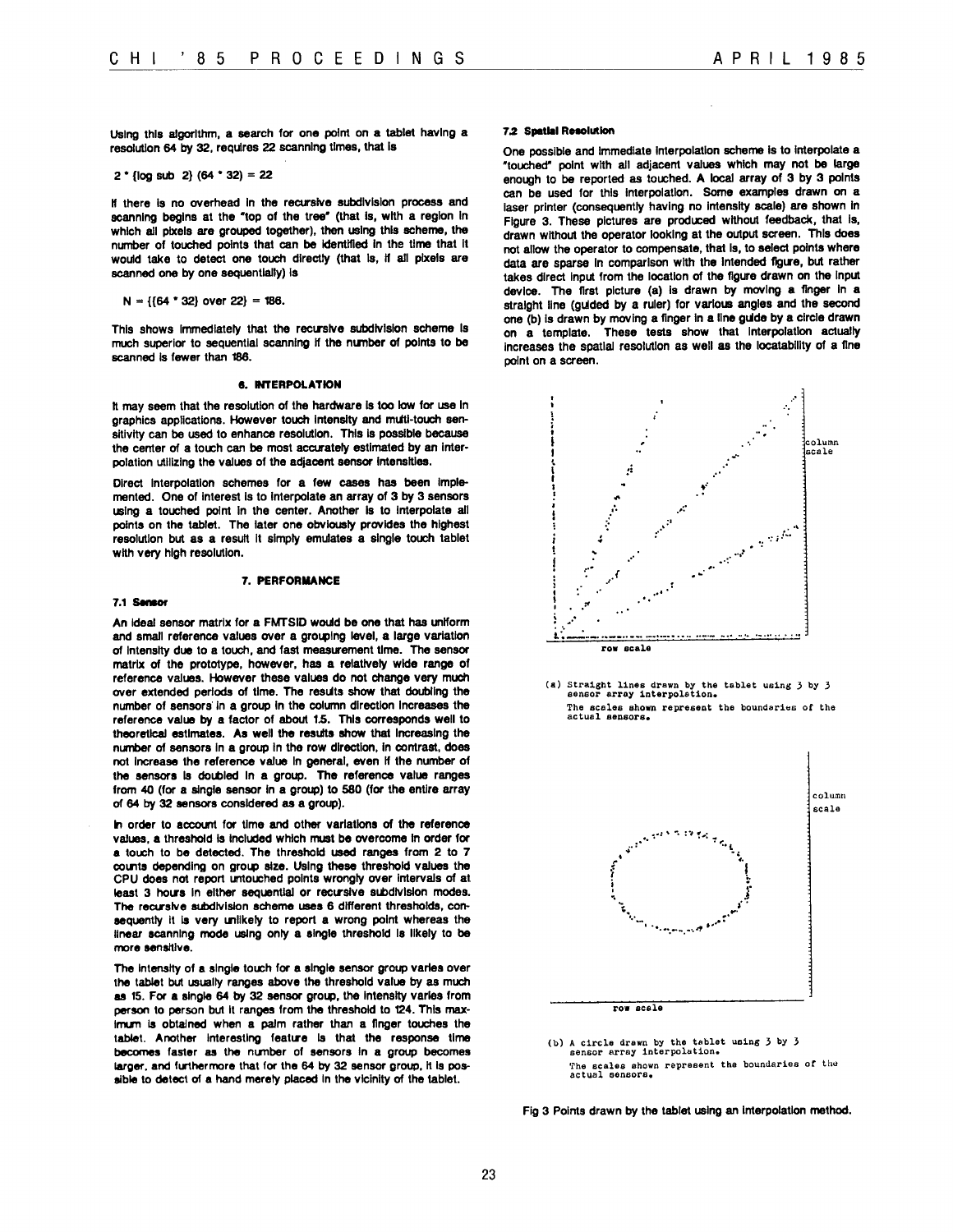Using this algorithm, a search for one point on a tablet having a resolution 64 by 32, requires 22 scanning times, that is

$$2 * \log_2 (64 * 32) = 22$$

If there is no overhead in the recursive subdivision process and scanning begins at the "top of the tree" (that is, with a region in which all pixels are grouped together), then using this scheme, the number of touched points that can be identified in the time that it would take to detect one touch directly (that is, if all pixels are scanned one by one sequentially) is

$$N = \frac{64 * 32}{22} = 186.$$

This shows immediately that the recursive subdivision scheme is much superior to sequential scanning if the number of points to be scanned is fewer than 186.

## 6. INTERPOLATION

It may seem that the resolution of the hardware is too low for use in graphics applications. However touch intensity and multi-touch sensitivity can be used to enhance resolution. This is possible because the center of a touch can be most accurately estimated by an interpolation utilizing the values of the adjacent sensor intensities.

Direct interpolation schemes for a few cases has been implemented. One of interest is to interpolate an array of 3 by 3 sensors using a touched point in the center. Another is to interpolate all points on the tablet. The later one obviously provides the highest resolution but as a result it simply emulates a single touch tablet with very high resolution.

## 7. PERFORMANCE

### 7.1 Sensor

An ideal sensor matrix for a FMTSID would be one that has uniform and small reference values over a grouping level, a large variation of intensity due to a touch, and fast measurement time. The sensor matrix of the prototype, however, has a relatively wide range of reference values. However these values do not change very much over extended periods of time. The results show that doubling the number of sensors in a group in the column direction increases the reference value by a factor of about 1.5. This corresponds well to theoretical estimates. As well the results show that increasing the number of sensors in a group in the row direction, in contrast, does not increase the reference value in general, even if the number of the sensors is doubled in a group. The reference value ranges from 40 (for a single sensor in a group) to 580 (for the entire array of 64 by 32 sensors considered as a group).

In order to account for time and other variations of the reference values, a threshold is included which must be overcome in order for a touch to be detected. The threshold used ranges from 2 to 7 counts depending on group size. Using these threshold values the CPU does not report untouched points wrongly over intervals of at least 3 hours in either sequential or recursive subdivision modes. The recursive subdivision scheme uses 6 different thresholds, consequently it is very unlikely to report a wrong point whereas the linear scanning mode using only a single threshold is likely to be more sensitive.

The intensity of a single touch for a single sensor group varies over the tablet but usually ranges above the threshold value by as much as 15. For a single 64 by 32 sensor group, the intensity varies from person to person but it ranges from the threshold to 124. This maximum is obtained when a palm rather than a finger touches the tablet. Another interesting feature is that the response time becomes faster as the number of sensors in a group becomes larger, and furthermore that for the 64 by 32 sensor group, it is possible to detect of a hand merely placed in the vicinity of the tablet.

### 7.2 Spatial Resolution

One possible and immediate interpolation scheme is to interpolate a "touched" point with all adjacent values which may not be large enough to be reported as touched. A local array of 3 by 3 points can be used for this interpolation. Some examples drawn on a laser printer (consequently having no intensity scale) are shown in Figure 3. These pictures are produced without feedback, that is, drawn without the operator looking at the output screen. This does not allow the operator to compensate, that is, to select points where data are sparse in comparison with the intended figure, but rather takes direct input from the location of the figure drawn on the input device. The first picture (a) is drawn by moving a finger in a straight line (guided by a ruler) for various angles and the second one (b) is drawn by moving a finger in a line guide by a circle drawn on a template. These tests show that interpolation actually increases the spatial resolution as well as the locatability of a fine point on a screen.

(a) Straight lines drawn by the tablet using 3 by 3 sensor array interpolation.
The scales shown represent the boundaries of the actual sensors.

(b) A circle drawn by the tablet using 3 by 3 sensor array interpolation.
The scales shown represent the boundaries of the actual sensors.

Fig 3 Points drawn by the tablet using an interpolation method.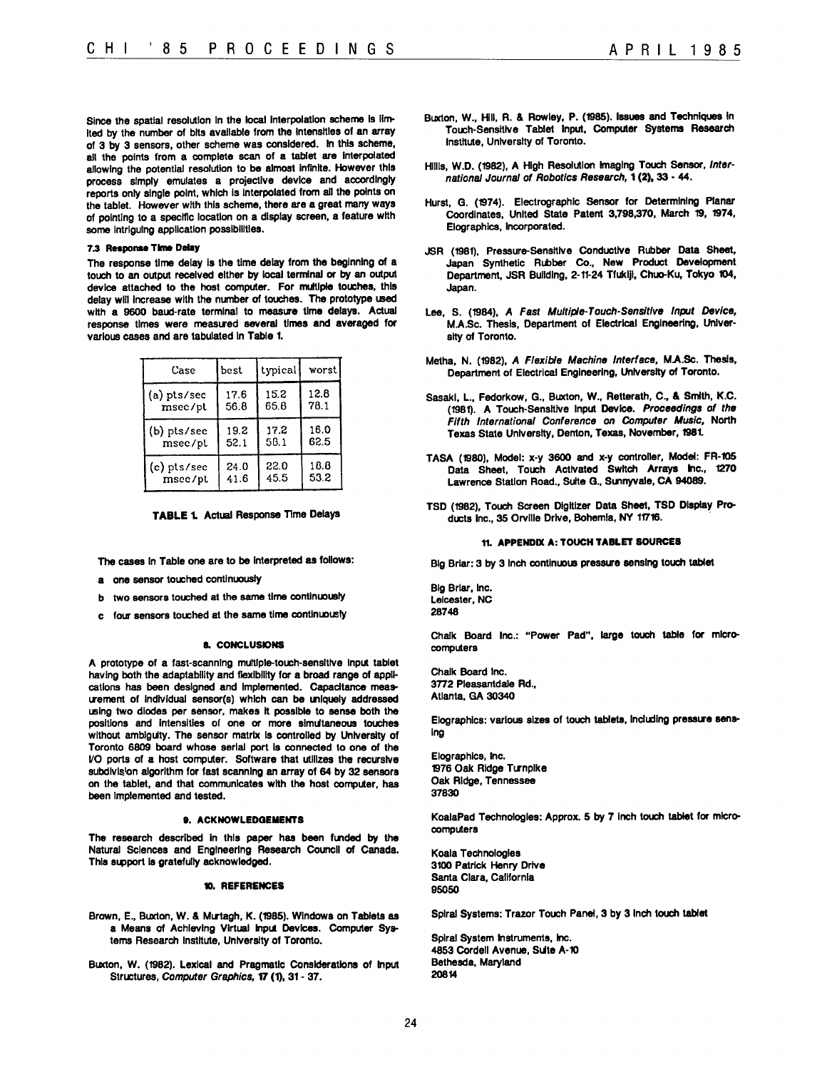Since the spatial resolution in the local interpolation scheme is limited by the number of bits available from the intensities of an array of 3 by 3 sensors, other scheme was considered. In this scheme, all the points from a complete scan of a tablet are interpolated allowing the potential resolution to be almost infinite. However this process simply emulates a projective device and accordingly reports only single point, which is interpolated from all the points on the tablet. However with this scheme, there are a great many ways of pointing to a specific location on a display screen, a feature with some intriguing application possibilities.

### 7.3 Response Time Delay

The response time delay is the time delay from the beginning of a touch to an output received either by local terminal or by an output device attached to the host computer. For multiple touches, this delay will increase with the number of touches. The prototype used with a 9600 baud-rate terminal to measure time delays. Actual response times were measured several times and averaged for various cases and are tabulated in Table 1.

| Case | best | typical | worst |
|---|---|---|---|
| (a) pts/sec | 17.6 | 15.2 | 12.8 |
| msec/pt | 56.8 | 65.8 | 78.1 |
| (b) pts/sec | 19.2 | 17.2 | 16.0 |
| msec/pt | 52.1 | 58.1 | 62.5 |
| (c) pts/sec | 24.0 | 22.0 | 18.8 |
| msec/pt | 41.6 | 45.5 | 53.2 |

**TABLE 1. Actual Response Time Delays**

The cases in Table one are to be interpreted as follows:

a one sensor touched continuously

b two sensors touched at the same time continuously

c four sensors touched at the same time continuously

## 8. CONCLUSIONS

A prototype of a fast-scanning multiple-touch-sensitive input tablet having both the adaptability and flexibility for a broad range of applications has been designed and implemented. Capacitance measurement of individual sensor(s) which can be uniquely addressed using two diodes per sensor, makes it possible to sense both the positions and intensities of one or more simultaneous touches without ambiguity. The sensor matrix is controlled by University of Toronto 6809 board whose serial port is connected to one of the I/O ports of a host computer. Software that utilizes the recursive subdivision algorithm for fast scanning an array of 64 by 32 sensors on the tablet, and that communicates with the host computer, has been implemented and tested.

## 9. ACKNOWLEDGEMENTS

The research described in this paper has been funded by the Natural Sciences and Engineering Research Council of Canada. This support is gratefully acknowledged.

## 10. REFERENCES

Brown, E., Buxton, W. & Murtagh, K. (1985). Windows on Tablets as a Means of Achieving Virtual Input Devices. Computer Systems Research Institute, University of Toronto.

Buxton, W. (1982). Lexical and Pragmatic Considerations of Input Structures, *Computer Graphics*, **17 (1)**, 31 - 37.

Buxton, W., Hill, R. & Rowley, P. (1985). Issues and Techniques in Touch-Sensitive Tablet Input, Computer Systems Research Institute, University of Toronto.

Hillis, W.D. (1982), A High Resolution Imaging Touch Sensor, *International Journal of Robotics Research*, **1 (2)**, 33 - 44.

Hurst, G. (1974). Electrographic Sensor for Determining Planar Coordinates, United State Patent 3,798,370, March 19, 1974, Elographics, Incorporated.

JSR (1981), Pressure-Sensitive Conductive Rubber Data Sheet, Japan Synthetic Rubber Co., New Product Development Department, JSR Building, 2-11-24 Tfukiji, Chuo-Ku, Tokyo 104, Japan.

Lee, S. (1984), *A Fast Multiple-Touch-Sensitive Input Device*, M.A.Sc. Thesis, Department of Electrical Engineering, University of Toronto.

Metha, N. (1982), *A Flexible Machine Interface*, M.A.Sc. Thesis, Department of Electrical Engineering, University of Toronto.

Sasaki, L., Fedorkow, G., Buxton, W., Retterath, C., & Smith, K.C. (1981). A Touch-Sensitive Input Device. *Proceedings of the Fifth International Conference on Computer Music*, North Texas State University, Denton, Texas, November, 1981.

TASA (1980), Model: x-y 3600 and x-y controller, Model: FR-105 Data Sheet, Touch Activated Switch Arrays Inc., 1270 Lawrence Station Road., Suite G., Sunnyvale, CA 94089.

TSD (1982), Touch Screen Digitizer Data Sheet, TSD Display Products Inc., 35 Orville Drive, Bohemia, NY 11716.

## 11. APPENDIX A: TOUCH TABLET SOURCES

Big Briar: 3 by 3 inch continuous pressure sensing touch tablet

Big Briar, Inc.
Leicester, NC
28748

Chalk Board Inc.: "Power Pad", large touch table for microcomputers

Chalk Board Inc.
3772 Pleasantdale Rd.,
Atlanta, GA 30340

Elographics: various sizes of touch tablets, including pressure sensing

Elographics, Inc.
1976 Oak Ridge Turnpike
Oak Ridge, Tennessee
37830

KoalaPad Technologies: Approx. 5 by 7 inch touch tablet for microcomputers

Koala Technologies
3100 Patrick Henry Drive
Santa Clara, California
95050

Spiral Systems: Trazor Touch Panel, 3 by 3 inch touch tablet

Spiral System Instruments, Inc.
4853 Cordell Avenue, Suite A-10
Bethesda, Maryland
20814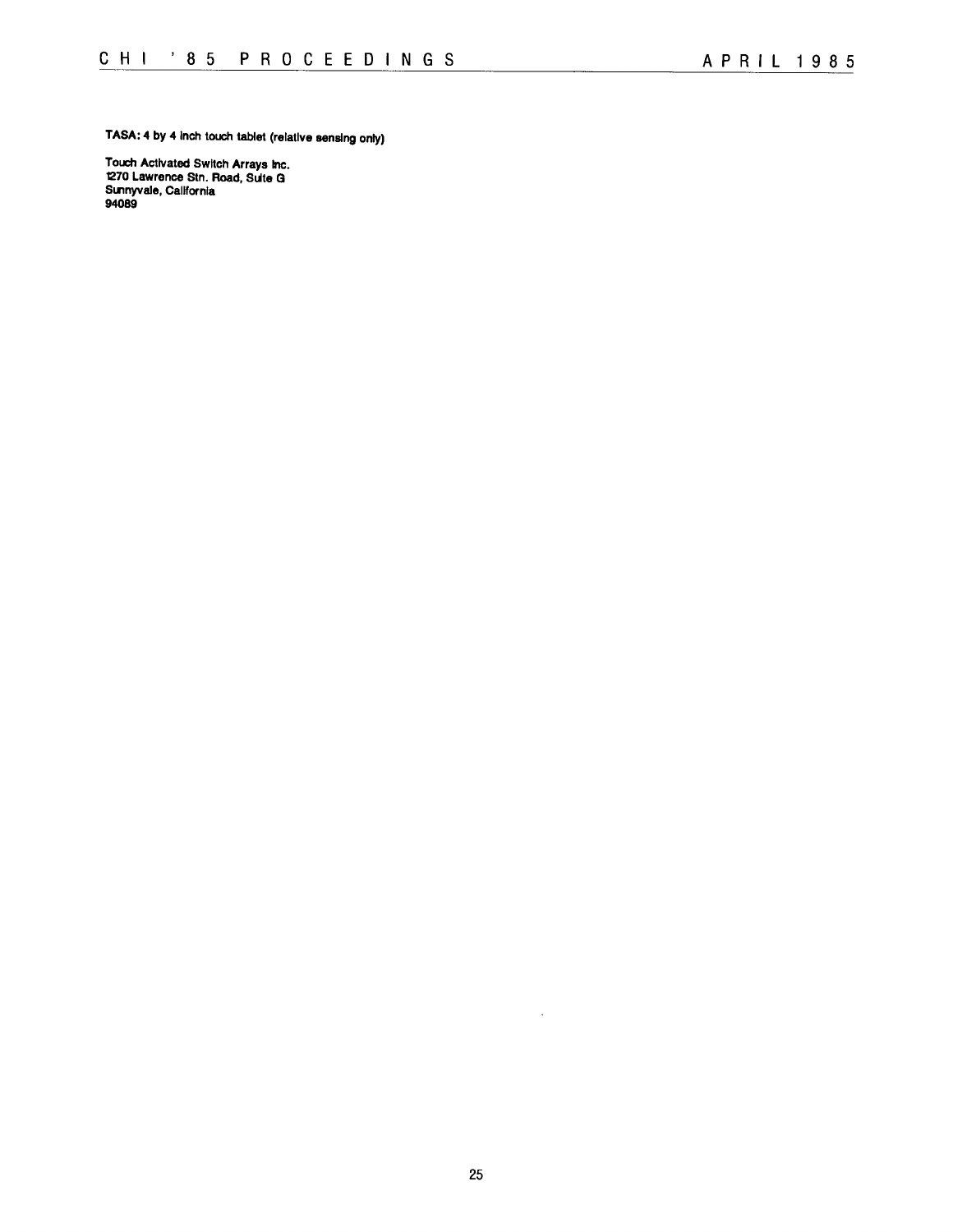**TASA: 4 by 4 inch touch tablet (relative sensing only)**

**Touch Activated Switch Arrays Inc.**
**1270 Lawrence Stn. Road, Suite G**
**Sunnyvale, California**
**94089**